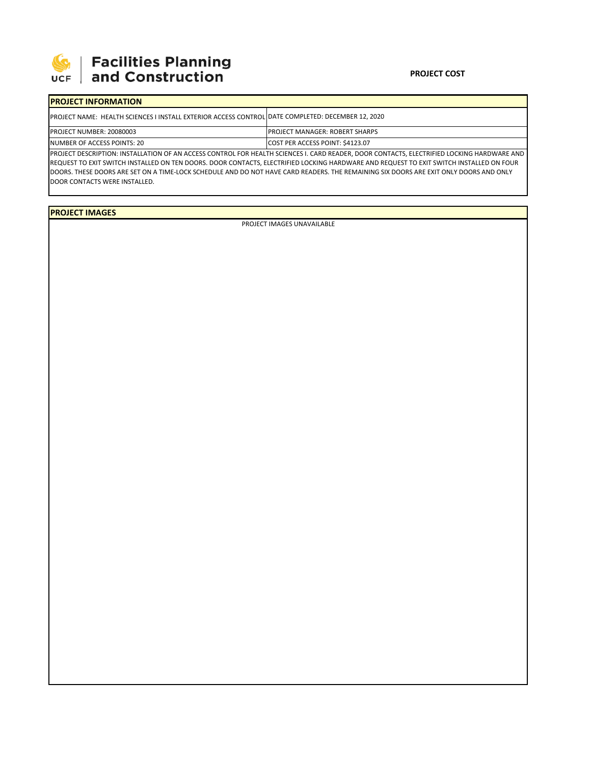**Facilities Planning and Construction**

**PROJECT COST**

| **PROJECT INFORMATION** | |
|---|---|
| PROJECT NAME: HEALTH SCIENCES I INSTALL EXTERIOR ACCESS CONTROL | DATE COMPLETED: DECEMBER 12, 2020 |
| PROJECT NUMBER: 20080003 | PROJECT MANAGER: ROBERT SHARPS |
| NUMBER OF ACCESS POINTS: 20 | COST PER ACCESS POINT: $4123.07 |

PROJECT DESCRIPTION: INSTALLATION OF AN ACCESS CONTROL FOR HEALTH SCIENCES I. CARD READER, DOOR CONTACTS, ELECTRIFIED LOCKING HARDWARE AND REQUEST TO EXIT SWITCH INSTALLED ON TEN DOORS. DOOR CONTACTS, ELECTRIFIED LOCKING HARDWARE AND REQUEST TO EXIT SWITCH INSTALLED ON FOUR DOORS. THESE DOORS ARE SET ON A TIME-LOCK SCHEDULE AND DO NOT HAVE CARD READERS. THE REMAINING SIX DOORS ARE EXIT ONLY DOORS AND ONLY DOOR CONTACTS WERE INSTALLED.

**PROJECT IMAGES**

PROJECT IMAGES UNAVAILABLE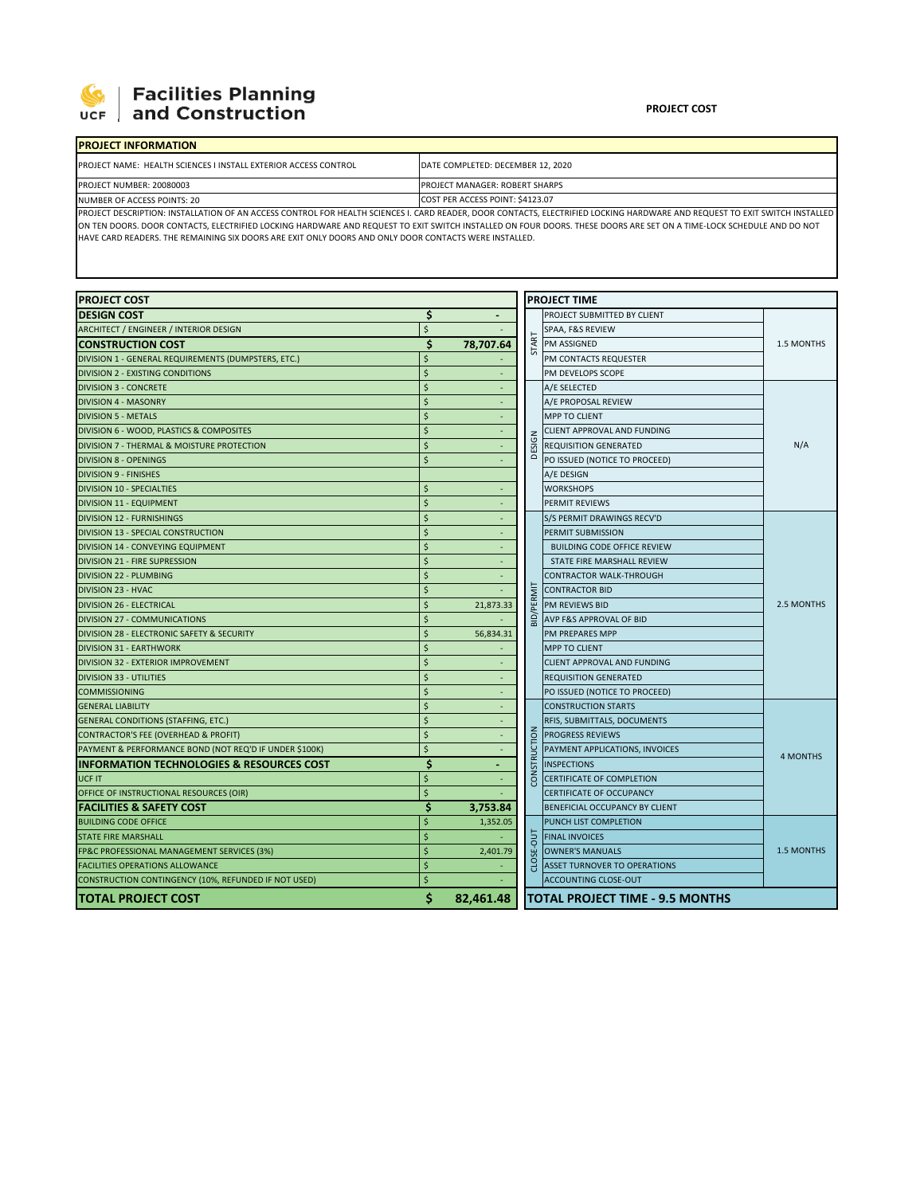**Facilities Planning and Construction**

**PROJECT COST**

| PROJECT INFORMATION | |
|---|---|
| PROJECT NAME: HEALTH SCIENCES I INSTALL EXTERIOR ACCESS CONTROL | DATE COMPLETED: DECEMBER 12, 2020 |
| PROJECT NUMBER: 20080003 | PROJECT MANAGER: ROBERT SHARPS |
| NUMBER OF ACCESS POINTS: 20 | COST PER ACCESS POINT: $4123.07 |

PROJECT DESCRIPTION: INSTALLATION OF AN ACCESS CONTROL FOR HEALTH SCIENCES I. CARD READER, DOOR CONTACTS, ELECTRIFIED LOCKING HARDWARE AND REQUEST TO EXIT SWITCH INSTALLED ON TEN DOORS. DOOR CONTACTS, ELECTRIFIED LOCKING HARDWARE AND REQUEST TO EXIT SWITCH INSTALLED ON FOUR DOORS. THESE DOORS ARE SET ON A TIME-LOCK SCHEDULE AND DO NOT HAVE CARD READERS. THE REMAINING SIX DOORS ARE EXIT ONLY DOORS AND ONLY DOOR CONTACTS WERE INSTALLED.

| PROJECT COST | |
|---|---|
| **DESIGN COST** | **$ -** |
| ARCHITECT / ENGINEER / INTERIOR DESIGN | $ - |
| **CONSTRUCTION COST** | **$ 78,707.64** |
| DIVISION 1 - GENERAL REQUIREMENTS (DUMPSTERS, ETC.) | $ - |
| DIVISION 2 - EXISTING CONDITIONS | $ - |
| DIVISION 3 - CONCRETE | $ - |
| DIVISION 4 - MASONRY | $ - |
| DIVISION 5 - METALS | $ - |
| DIVISION 6 - WOOD, PLASTICS & COMPOSITES | $ - |
| DIVISION 7 - THERMAL & MOISTURE PROTECTION | $ - |
| DIVISION 8 - OPENINGS | $ - |
| DIVISION 9 - FINISHES | |
| DIVISION 10 - SPECIALTIES | $ - |
| DIVISION 11 - EQUIPMENT | $ - |
| DIVISION 12 - FURNISHINGS | $ - |
| DIVISION 13 - SPECIAL CONSTRUCTION | $ - |
| DIVISION 14 - CONVEYING EQUIPMENT | $ - |
| DIVISION 21 - FIRE SUPRESSION | $ - |
| DIVISION 22 - PLUMBING | $ - |
| DIVISION 23 - HVAC | $ - |
| DIVISION 26 - ELECTRICAL | $ 21,873.33 |
| DIVISION 27 - COMMUNICATIONS | $ - |
| DIVISION 28 - ELECTRONIC SAFETY & SECURITY | $ 56,834.31 |
| DIVISION 31 - EARTHWORK | $ - |
| DIVISION 32 - EXTERIOR IMPROVEMENT | $ - |
| DIVISION 33 - UTILITIES | $ - |
| COMMISSIONING | $ - |
| GENERAL LIABILITY | $ - |
| GENERAL CONDITIONS (STAFFING, ETC.) | $ - |
| CONTRACTOR'S FEE (OVERHEAD & PROFIT) | $ - |
| PAYMENT & PERFORMANCE BOND (NOT REQ'D IF UNDER $100K) | $ - |
| **INFORMATION TECHNOLOGIES & RESOURCES COST** | **$ -** |
| UCF IT | $ - |
| OFFICE OF INSTRUCTIONAL RESOURCES (OIR) | $ - |
| **FACILITIES & SAFETY COST** | **$ 3,753.84** |
| BUILDING CODE OFFICE | $ 1,352.05 |
| STATE FIRE MARSHALL | $ - |
| FP&C PROFESSIONAL MANAGEMENT SERVICES (3%) | $ 2,401.79 |
| FACILITIES OPERATIONS ALLOWANCE | $ - |
| CONSTRUCTION CONTINGENCY (10%, REFUNDED IF NOT USED) | $ - |
| **TOTAL PROJECT COST** | **$ 82,461.48** |

| PROJECT TIME | | |
|---|---|---|
| START | PROJECT SUBMITTED BY CLIENT | 1.5 MONTHS |
| | SPAA, F&S REVIEW | |
| | PM ASSIGNED | |
| | PM CONTACTS REQUESTER | |
| | PM DEVELOPS SCOPE | |
| DESIGN | A/E SELECTED | N/A |
| | A/E PROPOSAL REVIEW | |
| | MPP TO CLIENT | |
| | CLIENT APPROVAL AND FUNDING | |
| | REQUISITION GENERATED | |
| | PO ISSUED (NOTICE TO PROCEED) | |
| | A/E DESIGN | |
| | WORKSHOPS | |
| | PERMIT REVIEWS | |
| BID/PERMIT | S/S PERMIT DRAWINGS RECV'D | 2.5 MONTHS |
| | PERMIT SUBMISSION | |
| | BUILDING CODE OFFICE REVIEW | |
| | STATE FIRE MARSHALL REVIEW | |
| | CONTRACTOR WALK-THROUGH | |
| | CONTRACTOR BID | |
| | PM REVIEWS BID | |
| | AVP F&S APPROVAL OF BID | |
| | PM PREPARES MPP | |
| | MPP TO CLIENT | |
| | CLIENT APPROVAL AND FUNDING | |
| | REQUISITION GENERATED | |
| | PO ISSUED (NOTICE TO PROCEED) | |
| CONSTRUCTION | CONSTRUCTION STARTS | 4 MONTHS |
| | RFIS, SUBMITTALS, DOCUMENTS | |
| | PROGRESS REVIEWS | |
| | PAYMENT APPLICATIONS, INVOICES | |
| | INSPECTIONS | |
| | CERTIFICATE OF COMPLETION | |
| | CERTIFICATE OF OCCUPANCY | |
| | BENEFICIAL OCCUPANCY BY CLIENT | |
| CLOSE-OUT | PUNCH LIST COMPLETION | 1.5 MONTHS |
| | FINAL INVOICES | |
| | OWNER'S MANUALS | |
| | ASSET TURNOVER TO OPERATIONS | |
| | ACCOUNTING CLOSE-OUT | |
| **TOTAL PROJECT TIME - 9.5 MONTHS** | | |